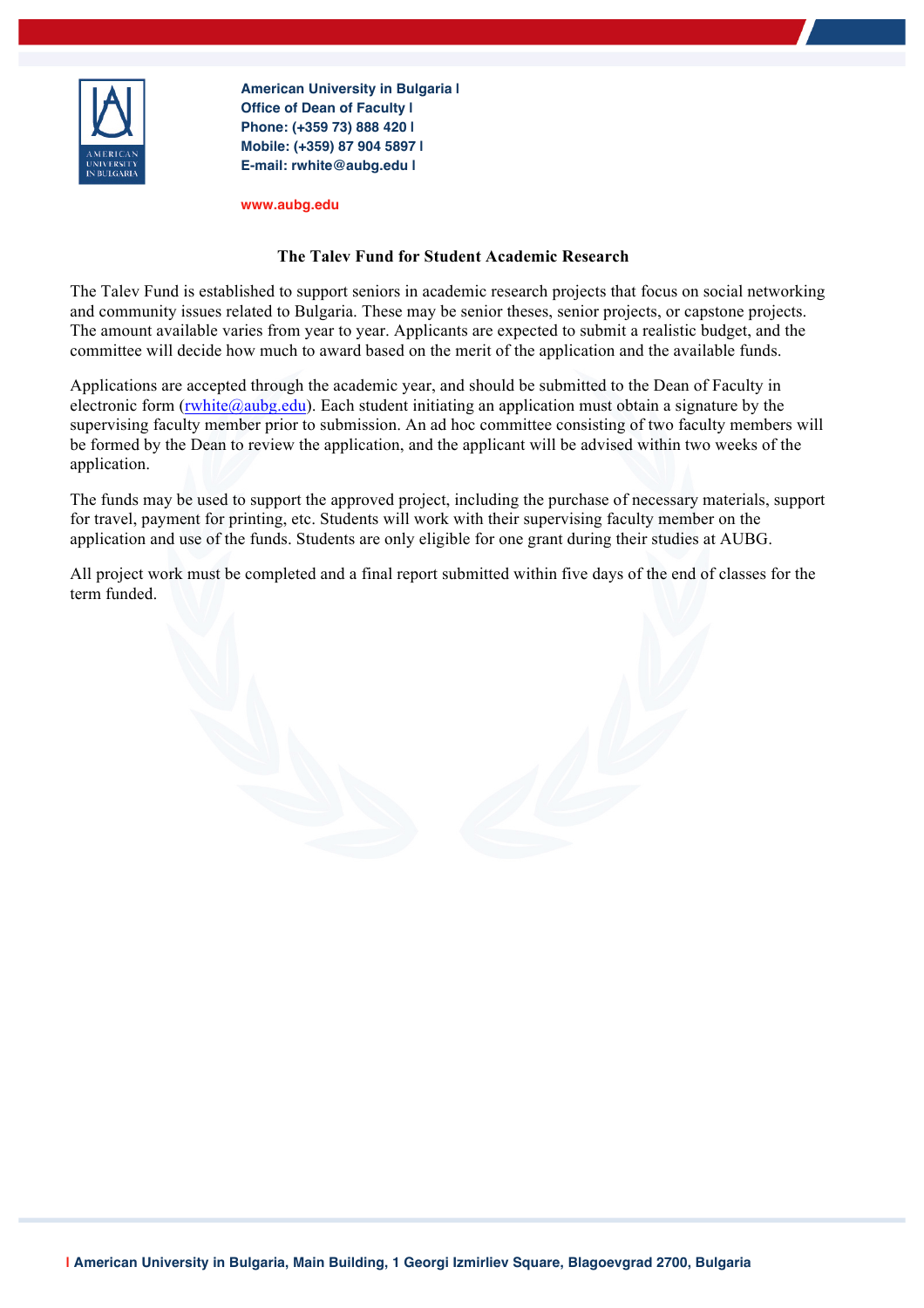American University in Bulgaria |
Office of Dean of Faculty |
Phone: (+359 73) 888 420 |
Mobile: (+359) 87 904 5897 |
E-mail: rwhite@aubg.edu |

www.aubg.edu

## The Talev Fund for Student Academic Research

The Talev Fund is established to support seniors in academic research projects that focus on social networking and community issues related to Bulgaria. These may be senior theses, senior projects, or capstone projects. The amount available varies from year to year. Applicants are expected to submit a realistic budget, and the committee will decide how much to award based on the merit of the application and the available funds.

Applications are accepted through the academic year, and should be submitted to the Dean of Faculty in electronic form (rwhite@aubg.edu). Each student initiating an application must obtain a signature by the supervising faculty member prior to submission. An ad hoc committee consisting of two faculty members will be formed by the Dean to review the application, and the applicant will be advised within two weeks of the application.

The funds may be used to support the approved project, including the purchase of necessary materials, support for travel, payment for printing, etc. Students will work with their supervising faculty member on the application and use of the funds. Students are only eligible for one grant during their studies at AUBG.

All project work must be completed and a final report submitted within five days of the end of classes for the term funded.

| American University in Bulgaria, Main Building, 1 Georgi Izmirliev Square, Blagoevgrad 2700, Bulgaria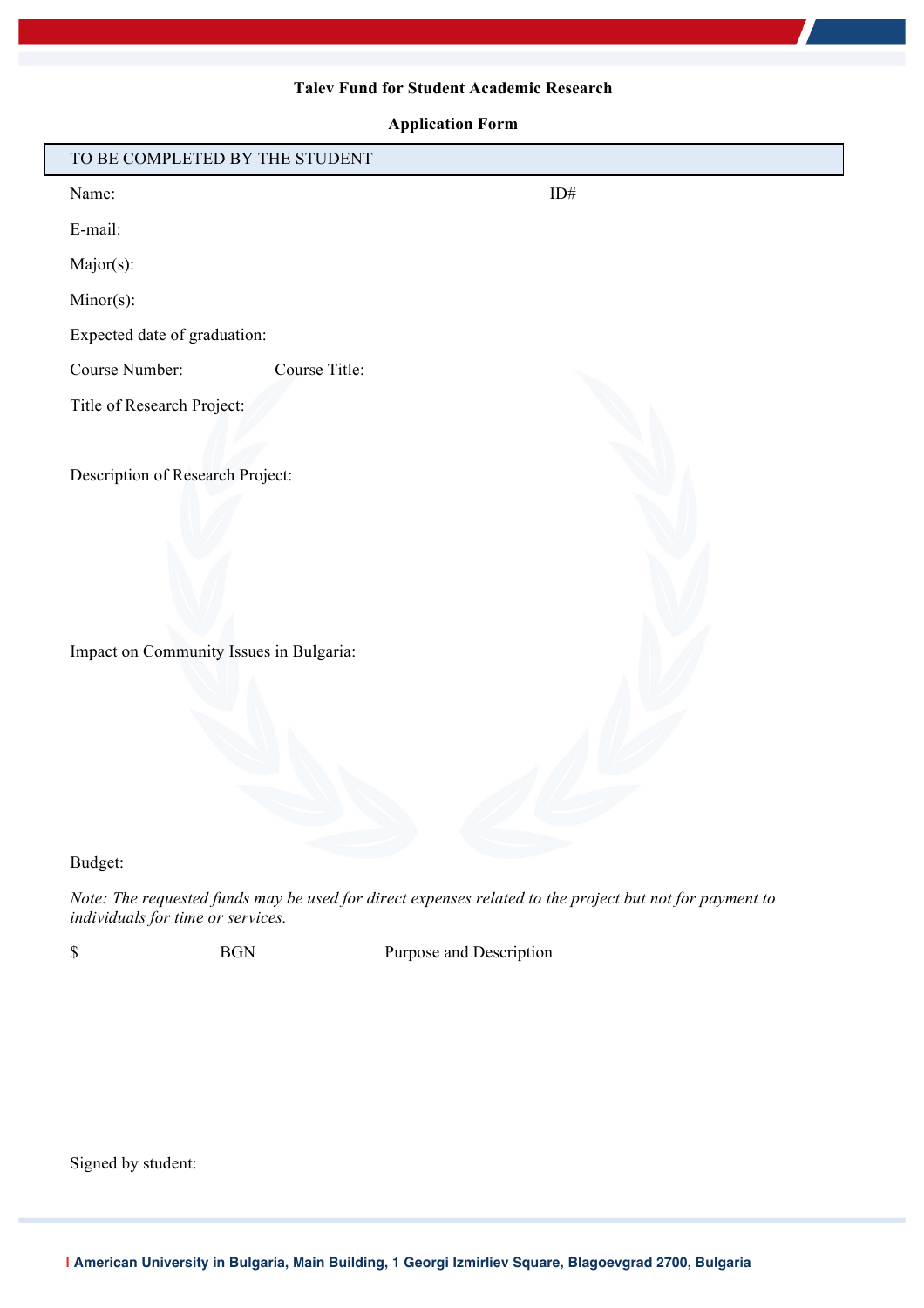**Talev Fund for Student Academic Research**

**Application Form**

TO BE COMPLETED BY THE STUDENT

Name: ID#

E-mail:

Major(s):

Minor(s):

Expected date of graduation:

Course Number: Course Title:

Title of Research Project:

Description of Research Project:

Impact on Community Issues in Bulgaria:

Budget:

*Note: The requested funds may be used for direct expenses related to the project but not for payment to individuals for time or services.*

| $ | BGN | Purpose and Description |
|---|---|---|
| | | |

Signed by student:

American University in Bulgaria, Main Building, 1 Georgi Izmirliev Square, Blagoevgrad 2700, Bulgaria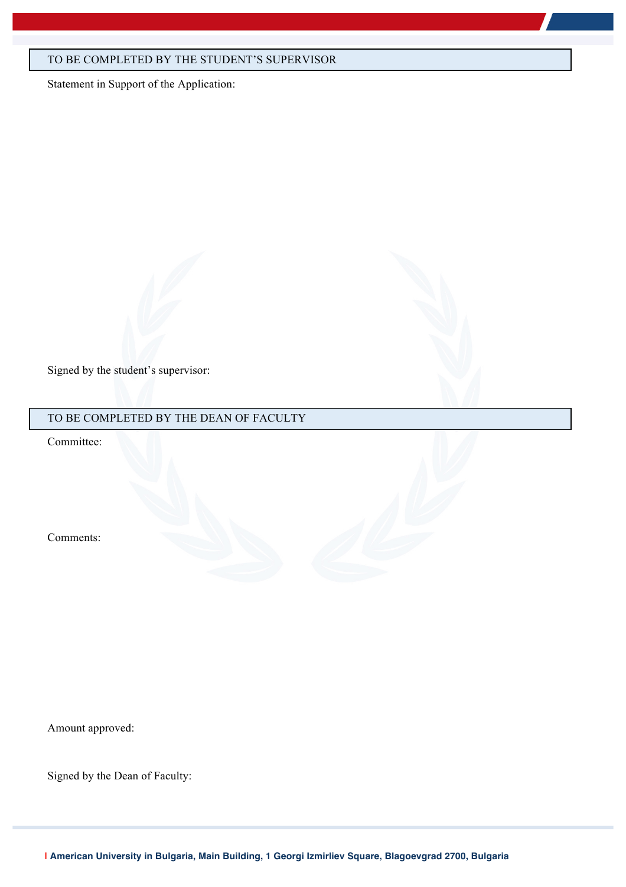## TO BE COMPLETED BY THE STUDENT'S SUPERVISOR

Statement in Support of the Application:

Signed by the student's supervisor:

## TO BE COMPLETED BY THE DEAN OF FACULTY

Committee:

Comments:

Amount approved:

Signed by the Dean of Faculty: